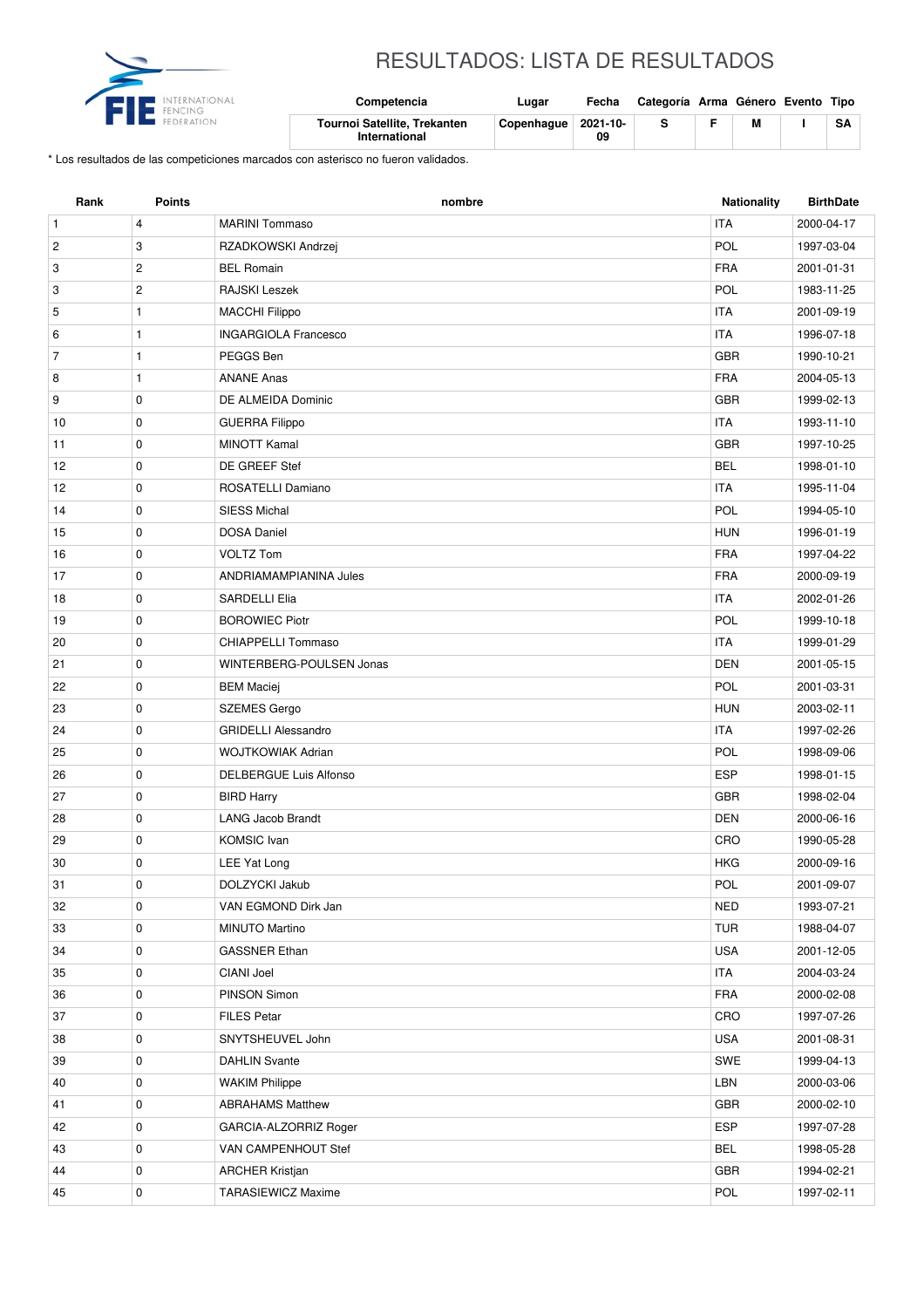# RESULTADOS: LISTA DE RESULTADOS

| Competencia | Lugar | Fecha | Categoría | Arma | Género | Evento | Tipo |
|---|---|---|---|---|---|---|---|
| **Tournoi Satellite, Trekanten International** | **Copenhague** | **2021-10-09** | **S** | **F** | **M** | **I** | **SA** |

* Los resultados de las competiciones marcados con asterisco no fueron validados.

| Rank | Points | nombre | Nationality | BirthDate |
|---|---|---|---|---|
| 1 | 4 | MARINI Tommaso | ITA | 2000-04-17 |
| 2 | 3 | RZADKOWSKI Andrzej | POL | 1997-03-04 |
| 3 | 2 | BEL Romain | FRA | 2001-01-31 |
| 3 | 2 | RAJSKI Leszek | POL | 1983-11-25 |
| 5 | 1 | MACCHI Filippo | ITA | 2001-09-19 |
| 6 | 1 | INGARGIOLA Francesco | ITA | 1996-07-18 |
| 7 | 1 | PEGGS Ben | GBR | 1990-10-21 |
| 8 | 1 | ANANE Anas | FRA | 2004-05-13 |
| 9 | 0 | DE ALMEIDA Dominic | GBR | 1999-02-13 |
| 10 | 0 | GUERRA Filippo | ITA | 1993-11-10 |
| 11 | 0 | MINOTT Kamal | GBR | 1997-10-25 |
| 12 | 0 | DE GREEF Stef | BEL | 1998-01-10 |
| 12 | 0 | ROSATELLI Damiano | ITA | 1995-11-04 |
| 14 | 0 | SIESS Michal | POL | 1994-05-10 |
| 15 | 0 | DOSA Daniel | HUN | 1996-01-19 |
| 16 | 0 | VOLTZ Tom | FRA | 1997-04-22 |
| 17 | 0 | ANDRIAMAMPIANINA Jules | FRA | 2000-09-19 |
| 18 | 0 | SARDELLI Elia | ITA | 2002-01-26 |
| 19 | 0 | BOROWIEC Piotr | POL | 1999-10-18 |
| 20 | 0 | CHIAPPELLI Tommaso | ITA | 1999-01-29 |
| 21 | 0 | WINTERBERG-POULSEN Jonas | DEN | 2001-05-15 |
| 22 | 0 | BEM Maciej | POL | 2001-03-31 |
| 23 | 0 | SZEMES Gergo | HUN | 2003-02-11 |
| 24 | 0 | GRIDELLI Alessandro | ITA | 1997-02-26 |
| 25 | 0 | WOJTKOWIAK Adrian | POL | 1998-09-06 |
| 26 | 0 | DELBERGUE Luis Alfonso | ESP | 1998-01-15 |
| 27 | 0 | BIRD Harry | GBR | 1998-02-04 |
| 28 | 0 | LANG Jacob Brandt | DEN | 2000-06-16 |
| 29 | 0 | KOMSIC Ivan | CRO | 1990-05-28 |
| 30 | 0 | LEE Yat Long | HKG | 2000-09-16 |
| 31 | 0 | DOLZYCKI Jakub | POL | 2001-09-07 |
| 32 | 0 | VAN EGMOND Dirk Jan | NED | 1993-07-21 |
| 33 | 0 | MINUTO Martino | TUR | 1988-04-07 |
| 34 | 0 | GASSNER Ethan | USA | 2001-12-05 |
| 35 | 0 | CIANI Joel | ITA | 2004-03-24 |
| 36 | 0 | PINSON Simon | FRA | 2000-02-08 |
| 37 | 0 | FILES Petar | CRO | 1997-07-26 |
| 38 | 0 | SNYTSHEUVEL John | USA | 2001-08-31 |
| 39 | 0 | DAHLIN Svante | SWE | 1999-04-13 |
| 40 | 0 | WAKIM Philippe | LBN | 2000-03-06 |
| 41 | 0 | ABRAHAMS Matthew | GBR | 2000-02-10 |
| 42 | 0 | GARCIA-ALZORRIZ Roger | ESP | 1997-07-28 |
| 43 | 0 | VAN CAMPENHOUT Stef | BEL | 1998-05-28 |
| 44 | 0 | ARCHER Kristjan | GBR | 1994-02-21 |
| 45 | 0 | TARASIEWICZ Maxime | POL | 1997-02-11 |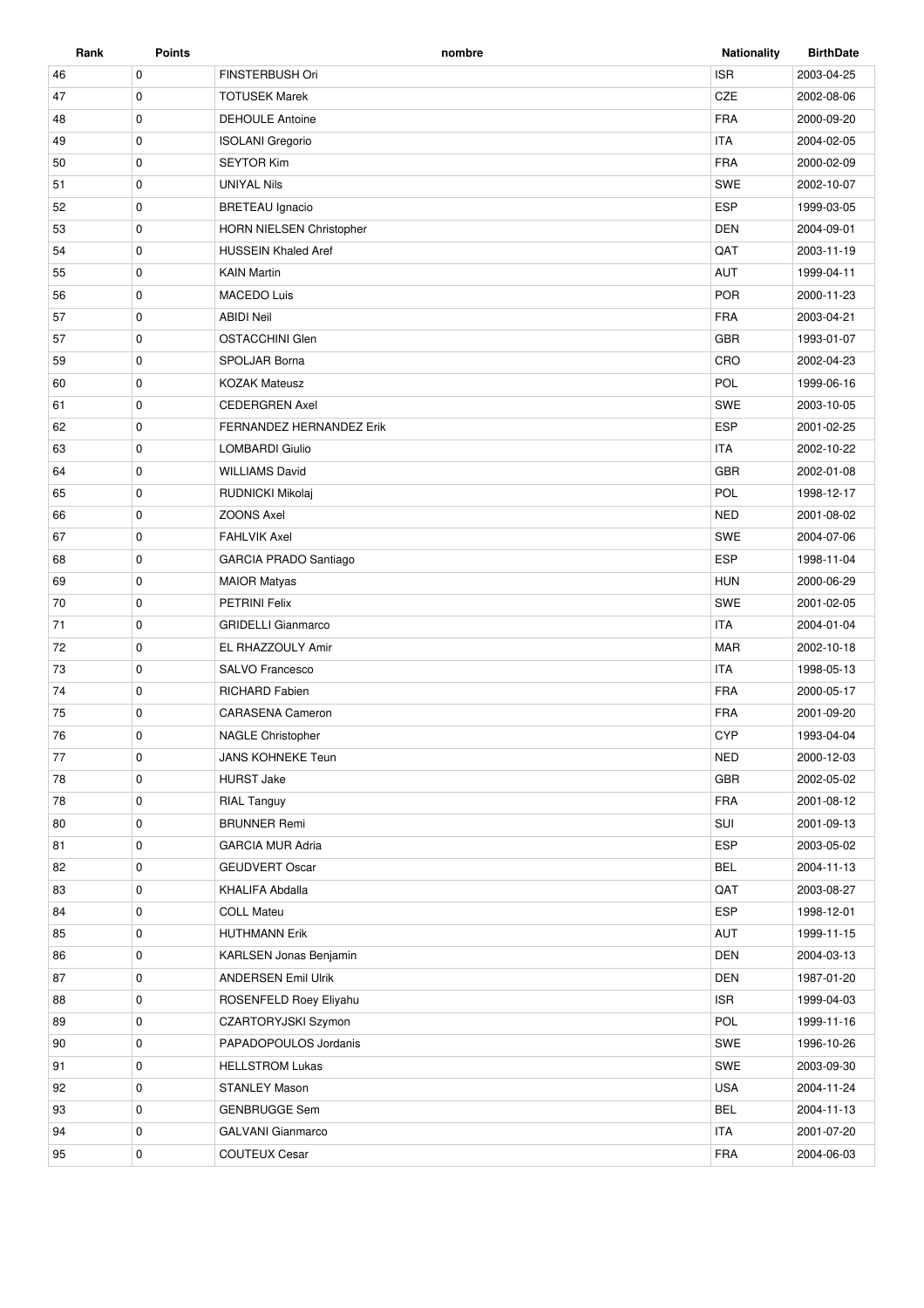| Rank | Points | nombre | Nationality | BirthDate |
| --- | --- | --- | --- | --- |
| 46 | 0 | FINSTERBUSH Ori | ISR | 2003-04-25 |
| 47 | 0 | TOTUSEK Marek | CZE | 2002-08-06 |
| 48 | 0 | DEHOULE Antoine | FRA | 2000-09-20 |
| 49 | 0 | ISOLANI Gregorio | ITA | 2004-02-05 |
| 50 | 0 | SEYTOR Kim | FRA | 2000-02-09 |
| 51 | 0 | UNIYAL Nils | SWE | 2002-10-07 |
| 52 | 0 | BRETEAU Ignacio | ESP | 1999-03-05 |
| 53 | 0 | HORN NIELSEN Christopher | DEN | 2004-09-01 |
| 54 | 0 | HUSSEIN Khaled Aref | QAT | 2003-11-19 |
| 55 | 0 | KAIN Martin | AUT | 1999-04-11 |
| 56 | 0 | MACEDO Luis | POR | 2000-11-23 |
| 57 | 0 | ABIDI Neil | FRA | 2003-04-21 |
| 57 | 0 | OSTACCHINI Glen | GBR | 1993-01-07 |
| 59 | 0 | SPOLJAR Borna | CRO | 2002-04-23 |
| 60 | 0 | KOZAK Mateusz | POL | 1999-06-16 |
| 61 | 0 | CEDERGREN Axel | SWE | 2003-10-05 |
| 62 | 0 | FERNANDEZ HERNANDEZ Erik | ESP | 2001-02-25 |
| 63 | 0 | LOMBARDI Giulio | ITA | 2002-10-22 |
| 64 | 0 | WILLIAMS David | GBR | 2002-01-08 |
| 65 | 0 | RUDNICKI Mikolaj | POL | 1998-12-17 |
| 66 | 0 | ZOONS Axel | NED | 2001-08-02 |
| 67 | 0 | FAHLVIK Axel | SWE | 2004-07-06 |
| 68 | 0 | GARCIA PRADO Santiago | ESP | 1998-11-04 |
| 69 | 0 | MAIOR Matyas | HUN | 2000-06-29 |
| 70 | 0 | PETRINI Felix | SWE | 2001-02-05 |
| 71 | 0 | GRIDELLI Gianmarco | ITA | 2004-01-04 |
| 72 | 0 | EL RHAZZOULY Amir | MAR | 2002-10-18 |
| 73 | 0 | SALVO Francesco | ITA | 1998-05-13 |
| 74 | 0 | RICHARD Fabien | FRA | 2000-05-17 |
| 75 | 0 | CARASENA Cameron | FRA | 2001-09-20 |
| 76 | 0 | NAGLE Christopher | CYP | 1993-04-04 |
| 77 | 0 | JANS KOHNEKE Teun | NED | 2000-12-03 |
| 78 | 0 | HURST Jake | GBR | 2002-05-02 |
| 78 | 0 | RIAL Tanguy | FRA | 2001-08-12 |
| 80 | 0 | BRUNNER Remi | SUI | 2001-09-13 |
| 81 | 0 | GARCIA MUR Adria | ESP | 2003-05-02 |
| 82 | 0 | GEUDVERT Oscar | BEL | 2004-11-13 |
| 83 | 0 | KHALIFA Abdalla | QAT | 2003-08-27 |
| 84 | 0 | COLL Mateu | ESP | 1998-12-01 |
| 85 | 0 | HUTHMANN Erik | AUT | 1999-11-15 |
| 86 | 0 | KARLSEN Jonas Benjamin | DEN | 2004-03-13 |
| 87 | 0 | ANDERSEN Emil Ulrik | DEN | 1987-01-20 |
| 88 | 0 | ROSENFELD Roey Eliyahu | ISR | 1999-04-03 |
| 89 | 0 | CZARTORYJSKI Szymon | POL | 1999-11-16 |
| 90 | 0 | PAPADOPOULOS Jordanis | SWE | 1996-10-26 |
| 91 | 0 | HELLSTROM Lukas | SWE | 2003-09-30 |
| 92 | 0 | STANLEY Mason | USA | 2004-11-24 |
| 93 | 0 | GENBRUGGE Sem | BEL | 2004-11-13 |
| 94 | 0 | GALVANI Gianmarco | ITA | 2001-07-20 |
| 95 | 0 | COUTEUX Cesar | FRA | 2004-06-03 |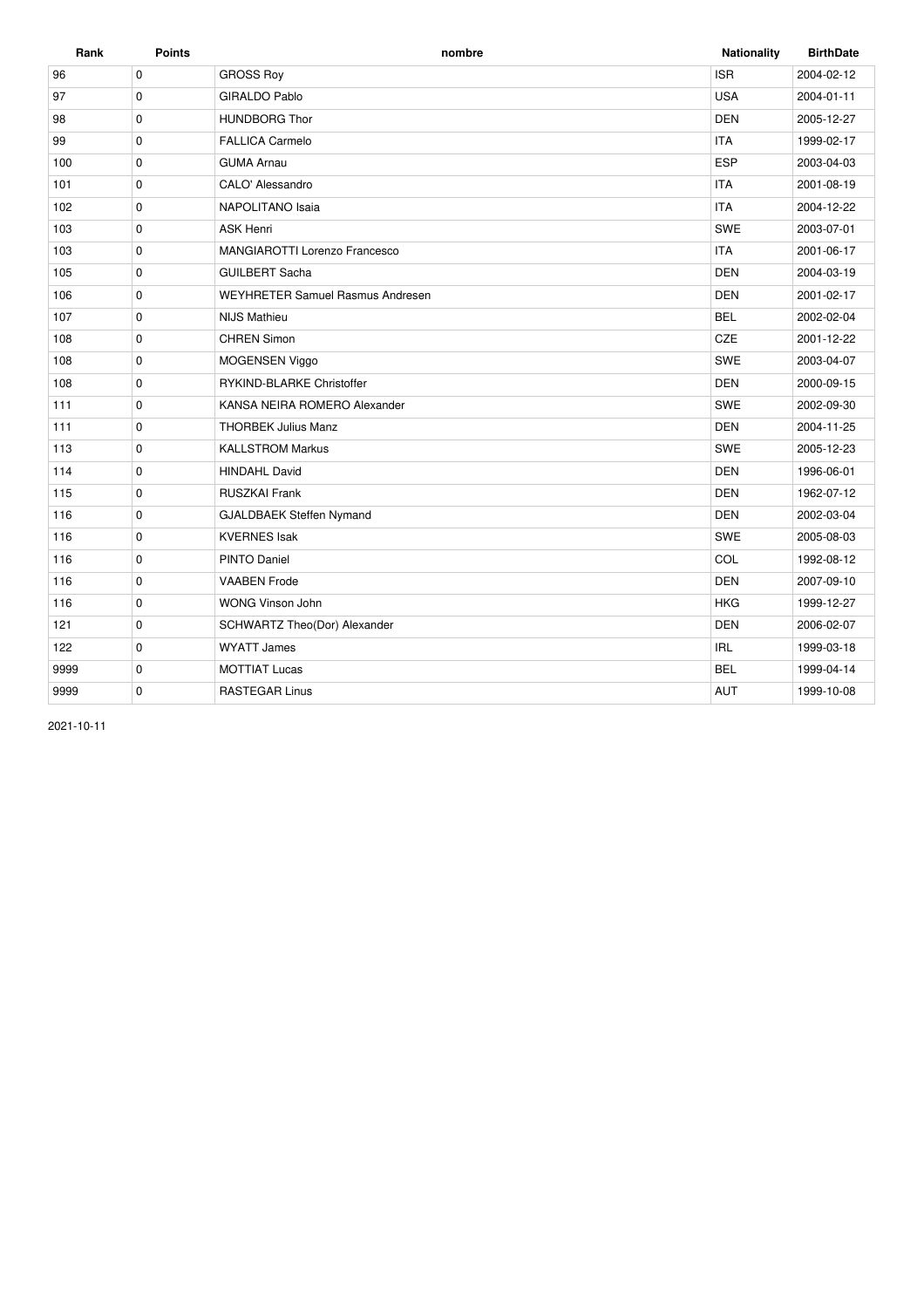| Rank | Points | nombre | Nationality | BirthDate |
| --- | --- | --- | --- | --- |
| 96 | 0 | GROSS Roy | ISR | 2004-02-12 |
| 97 | 0 | GIRALDO Pablo | USA | 2004-01-11 |
| 98 | 0 | HUNDBORG Thor | DEN | 2005-12-27 |
| 99 | 0 | FALLICA Carmelo | ITA | 1999-02-17 |
| 100 | 0 | GUMA Arnau | ESP | 2003-04-03 |
| 101 | 0 | CALO' Alessandro | ITA | 2001-08-19 |
| 102 | 0 | NAPOLITANO Isaia | ITA | 2004-12-22 |
| 103 | 0 | ASK Henri | SWE | 2003-07-01 |
| 103 | 0 | MANGIAROTTI Lorenzo Francesco | ITA | 2001-06-17 |
| 105 | 0 | GUILBERT Sacha | DEN | 2004-03-19 |
| 106 | 0 | WEYHRETER Samuel Rasmus Andresen | DEN | 2001-02-17 |
| 107 | 0 | NIJS Mathieu | BEL | 2002-02-04 |
| 108 | 0 | CHREN Simon | CZE | 2001-12-22 |
| 108 | 0 | MOGENSEN Viggo | SWE | 2003-04-07 |
| 108 | 0 | RYKIND-BLARKE Christoffer | DEN | 2000-09-15 |
| 111 | 0 | KANSA NEIRA ROMERO Alexander | SWE | 2002-09-30 |
| 111 | 0 | THORBEK Julius Manz | DEN | 2004-11-25 |
| 113 | 0 | KALLSTROM Markus | SWE | 2005-12-23 |
| 114 | 0 | HINDAHL David | DEN | 1996-06-01 |
| 115 | 0 | RUSZKAI Frank | DEN | 1962-07-12 |
| 116 | 0 | GJALDBAEK Steffen Nymand | DEN | 2002-03-04 |
| 116 | 0 | KVERNES Isak | SWE | 2005-08-03 |
| 116 | 0 | PINTO Daniel | COL | 1992-08-12 |
| 116 | 0 | VAABEN Frode | DEN | 2007-09-10 |
| 116 | 0 | WONG Vinson John | HKG | 1999-12-27 |
| 121 | 0 | SCHWARTZ Theo(Dor) Alexander | DEN | 2006-02-07 |
| 122 | 0 | WYATT James | IRL | 1999-03-18 |
| 9999 | 0 | MOTTIAT Lucas | BEL | 1999-04-14 |
| 9999 | 0 | RASTEGAR Linus | AUT | 1999-10-08 |

2021-10-11